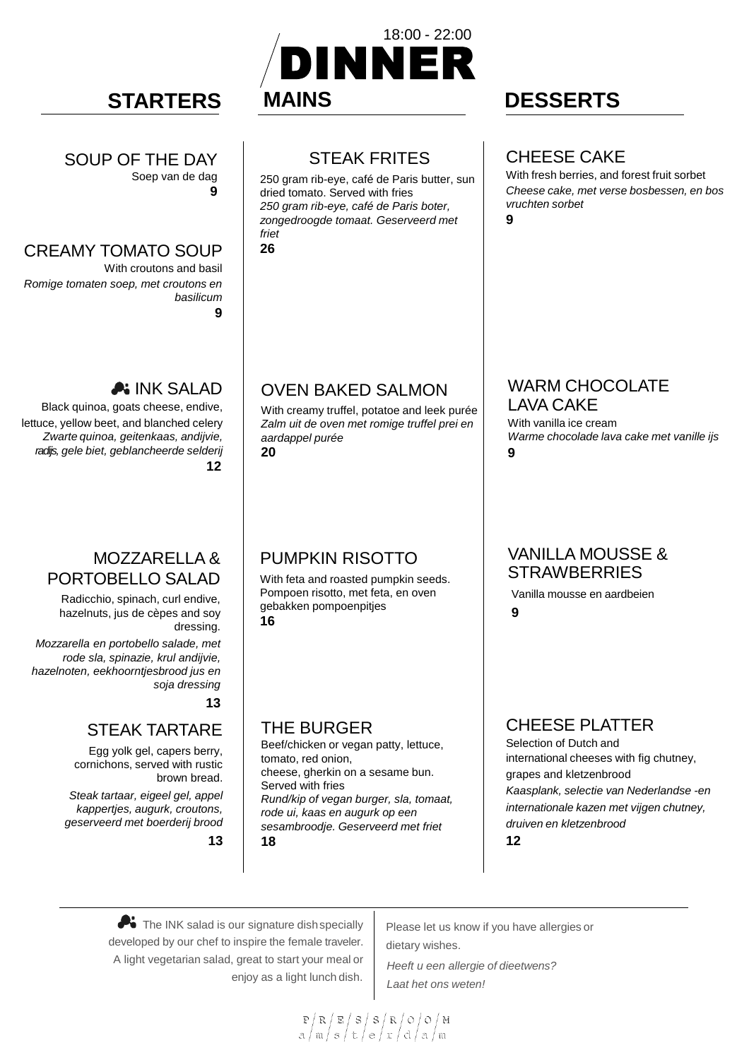18:00 - 22:00

# DINNER

## STARTERS

### SOUP OF THE DAY

Soep van de dag

**9**

### CREAMY TOMATO SOUP

With croutons and basil

*Romige tomaten soep, met croutons en basilicum*

**9**

### INK SALAD

Black quinoa, goats cheese, endive, lettuce, yellow beet, and blanched celery

*Zwarte quinoa, geitenkaas, andijvie, radijs, gele biet, geblancheerde selderij*

**12**

### MOZZARELLA & PORTOBELLO SALAD

Radicchio, spinach, curl endive, hazelnuts, jus de cèpes and soy dressing.

*Mozzarella en portobello salade, met rode sla, spinazie, krul andijvie, hazelnoten, eekhoorntjesbrood jus en soja dressing*

**13**

### STEAK TARTARE

Egg yolk gel, capers berry, cornichons, served with rustic brown bread.

*Steak tartaar, eigeel gel, appel kappertjes, augurk, croutons, geserveerd met boerderij brood*

**13**

## MAINS

### STEAK FRITES

250 gram rib-eye, café de Paris butter, sun dried tomato. Served with fries

*250 gram rib-eye, café de Paris boter, zongedroogde tomaat. Geserveerd met friet*

**26**

### OVEN BAKED SALMON

With creamy truffel, potatoe and leek purée

*Zalm uit de oven met romige truffel prei en aardappel purée*

**20**

### PUMPKIN RISOTTO

With feta and roasted pumpkin seeds.

Pompoen risotto, met feta, en oven gebakken pompoenpitjes

**16**

### THE BURGER

Beef/chicken or vegan patty, lettuce, tomato, red onion, cheese, gherkin on a sesame bun. Served with fries

*Rund/kip of vegan burger, sla, tomaat, rode ui, kaas en augurk op een sesambroodje. Geserveerd met friet*

**18**

## DESSERTS

### CHEESE CAKE

With fresh berries, and forest fruit sorbet

*Cheese cake, met verse bosbessen, en bos vruchten sorbet*

**9**

### WARM CHOCOLATE LAVA CAKE

With vanilla ice cream

*Warme chocolade lava cake met vanille ijs*

**9**

### VANILLA MOUSSE & STRAWBERRIES

Vanilla mousse en aardbeien

**9**

### CHEESE PLATTER

Selection of Dutch and international cheeses with fig chutney, grapes and kletzenbrood

*Kaasplank, selectie van Nederlandse -en internationale kazen met vijgen chutney, druiven en kletzenbrood*

**12**

---

The INK salad is our signature dish specially developed by our chef to inspire the female traveler. A light vegetarian salad, great to start your meal or enjoy as a light lunch dish.

Please let us know if you have allergies or dietary wishes.

*Heeft u een allergie of dieetwens? Laat het ons weten!*

P/R/E/S/S/R/O/O/M
a/m/s/t/e/r/d/a/m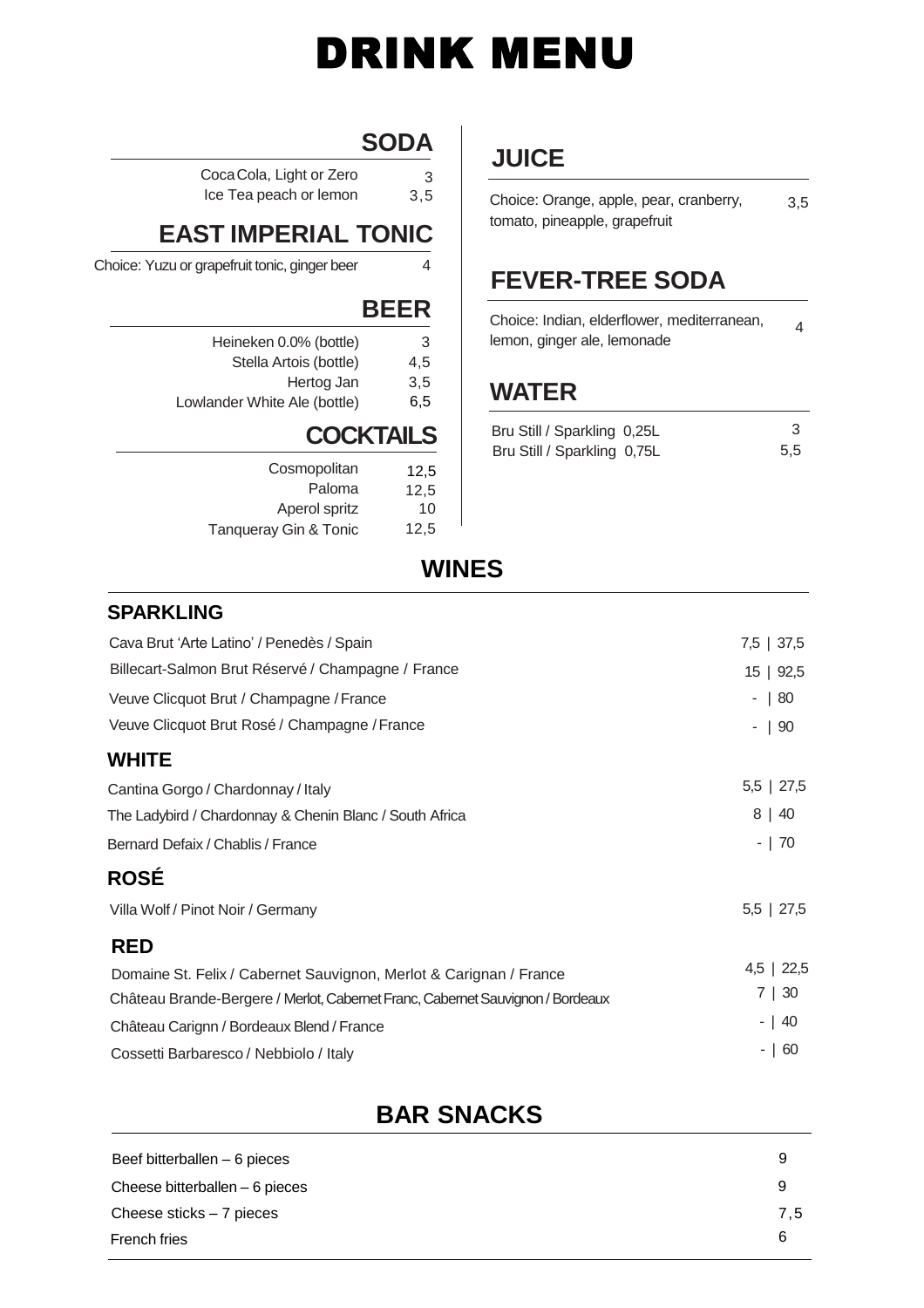# DRINK MENU

## SODA

| | |
|---|---|
| Coca Cola, Light or Zero | 3 |
| Ice Tea peach or lemon | 3,5 |

## EAST IMPERIAL TONIC

| | |
|---|---|
| Choice: Yuzu or grapefruit tonic, ginger beer | 4 |

## BEER

| | |
|---|---|
| Heineken 0.0% (bottle) | 3 |
| Stella Artois (bottle) | 4,5 |
| Hertog Jan | 3,5 |
| Lowlander White Ale (bottle) | 6,5 |

## COCKTAILS

| | |
|---|---|
| Cosmopolitan | 12,5 |
| Paloma | 12,5 |
| Aperol spritz | 10 |
| Tanqueray Gin & Tonic | 12,5 |

## JUICE

| | |
|---|---|
| Choice: Orange, apple, pear, cranberry, tomato, pineapple, grapefruit | 3,5 |

## FEVER-TREE SODA

| | |
|---|---|
| Choice: Indian, elderflower, mediterranean, lemon, ginger ale, lemonade | 4 |

## WATER

| | |
|---|---|
| Bru Still / Sparkling 0,25L | 3 |
| Bru Still / Sparkling 0,75L | 5,5 |

## WINES

### SPARKLING

| | |
|---|---|
| Cava Brut 'Arte Latino' / Penedès / Spain | 7,5 \| 37,5 |
| Billecart-Salmon Brut Réservé / Champagne / France | 15 \| 92,5 |
| Veuve Clicquot Brut / Champagne / France | - \| 80 |
| Veuve Clicquot Brut Rosé / Champagne / France | - \| 90 |

### WHITE

| | |
|---|---|
| Cantina Gorgo / Chardonnay / Italy | 5,5 \| 27,5 |
| The Ladybird / Chardonnay & Chenin Blanc / South Africa | 8 \| 40 |
| Bernard Defaix / Chablis / France | - \| 70 |

### ROSÉ

| | |
|---|---|
| Villa Wolf / Pinot Noir / Germany | 5,5 \| 27,5 |

### RED

| | |
|---|---|
| Domaine St. Felix / Cabernet Sauvignon, Merlot & Carignan / France | 4,5 \| 22,5 |
| Château Brande-Bergere / Merlot, Cabernet Franc, Cabernet Sauvignon / Bordeaux | 7 \| 30 |
| Château Carignn / Bordeaux Blend / France | - \| 40 |
| Cossetti Barbaresco / Nebbiolo / Italy | - \| 60 |

## BAR SNACKS

| | |
|---|---|
| Beef bitterballen – 6 pieces | 9 |
| Cheese bitterballen – 6 pieces | 9 |
| Cheese sticks – 7 pieces | 7,5 |
| French fries | 6 |